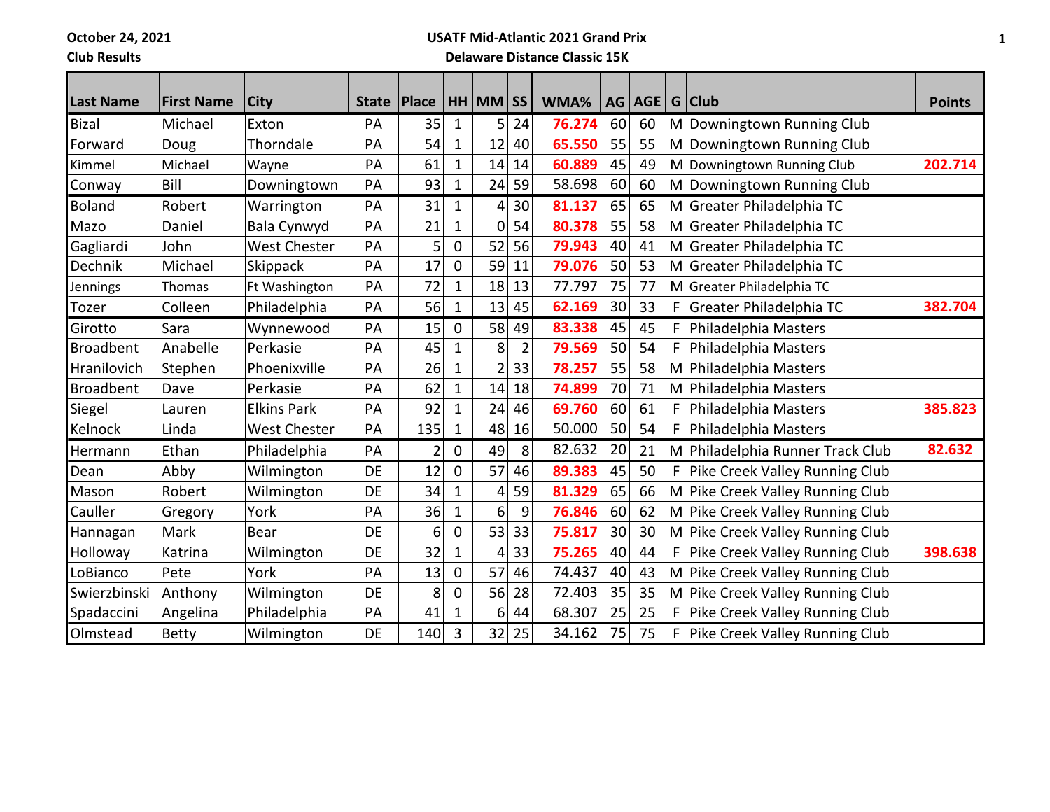October 24, 2021

Club Results

**USATF Mid-Atlantic 2021 Grand Prix**

**Delaware Distance Classic 15K**

| Last Name | First Name | City | State | Place | HH | MM | SS | WMA% | AG | AGE | G | Club | Points |
|---|---|---|---|---|---|---|---|---|---|---|---|---|---|
| Bizal | Michael | Exton | PA | 35 | 1 | 5 | 24 | **76.274** | 60 | 60 | M | Downingtown Running Club | |
| Forward | Doug | Thorndale | PA | 54 | 1 | 12 | 40 | **65.550** | 55 | 55 | M | Downingtown Running Club | |
| Kimmel | Michael | Wayne | PA | 61 | 1 | 14 | 14 | **60.889** | 45 | 49 | M | Downingtown Running Club | **202.714** |
| Conway | Bill | Downingtown | PA | 93 | 1 | 24 | 59 | 58.698 | 60 | 60 | M | Downingtown Running Club | |
| Boland | Robert | Warrington | PA | 31 | 1 | 4 | 30 | **81.137** | 65 | 65 | M | Greater Philadelphia TC | |
| Mazo | Daniel | Bala Cynwyd | PA | 21 | 1 | 0 | 54 | **80.378** | 55 | 58 | M | Greater Philadelphia TC | |
| Gagliardi | John | West Chester | PA | 5 | 0 | 52 | 56 | **79.943** | 40 | 41 | M | Greater Philadelphia TC | |
| Dechnik | Michael | Skippack | PA | 17 | 0 | 59 | 11 | **79.076** | 50 | 53 | M | Greater Philadelphia TC | |
| Jennings | Thomas | Ft Washington | PA | 72 | 1 | 18 | 13 | 77.797 | 75 | 77 | M | Greater Philadelphia TC | |
| Tozer | Colleen | Philadelphia | PA | 56 | 1 | 13 | 45 | **62.169** | 30 | 33 | F | Greater Philadelphia TC | **382.704** |
| Girotto | Sara | Wynnewood | PA | 15 | 0 | 58 | 49 | **83.338** | 45 | 45 | F | Philadelphia Masters | |
| Broadbent | Anabelle | Perkasie | PA | 45 | 1 | 8 | 2 | **79.569** | 50 | 54 | F | Philadelphia Masters | |
| Hranilovich | Stephen | Phoenixville | PA | 26 | 1 | 2 | 33 | **78.257** | 55 | 58 | M | Philadelphia Masters | |
| Broadbent | Dave | Perkasie | PA | 62 | 1 | 14 | 18 | **74.899** | 70 | 71 | M | Philadelphia Masters | |
| Siegel | Lauren | Elkins Park | PA | 92 | 1 | 24 | 46 | **69.760** | 60 | 61 | F | Philadelphia Masters | **385.823** |
| Kelnock | Linda | West Chester | PA | 135 | 1 | 48 | 16 | 50.000 | 50 | 54 | F | Philadelphia Masters | |
| Hermann | Ethan | Philadelphia | PA | 2 | 0 | 49 | 8 | 82.632 | 20 | 21 | M | Philadelphia Runner Track Club | **82.632** |
| Dean | Abby | Wilmington | DE | 12 | 0 | 57 | 46 | **89.383** | 45 | 50 | F | Pike Creek Valley Running Club | |
| Mason | Robert | Wilmington | DE | 34 | 1 | 4 | 59 | **81.329** | 65 | 66 | M | Pike Creek Valley Running Club | |
| Cauller | Gregory | York | PA | 36 | 1 | 6 | 9 | **76.846** | 60 | 62 | M | Pike Creek Valley Running Club | |
| Hannagan | Mark | Bear | DE | 6 | 0 | 53 | 33 | **75.817** | 30 | 30 | M | Pike Creek Valley Running Club | |
| Holloway | Katrina | Wilmington | DE | 32 | 1 | 4 | 33 | **75.265** | 40 | 44 | F | Pike Creek Valley Running Club | **398.638** |
| LoBianco | Pete | York | PA | 13 | 0 | 57 | 46 | 74.437 | 40 | 43 | M | Pike Creek Valley Running Club | |
| Swierzbinski | Anthony | Wilmington | DE | 8 | 0 | 56 | 28 | 72.403 | 35 | 35 | M | Pike Creek Valley Running Club | |
| Spadaccini | Angelina | Philadelphia | PA | 41 | 1 | 6 | 44 | 68.307 | 25 | 25 | F | Pike Creek Valley Running Club | |
| Olmstead | Betty | Wilmington | DE | 140 | 3 | 32 | 25 | 34.162 | 75 | 75 | F | Pike Creek Valley Running Club | |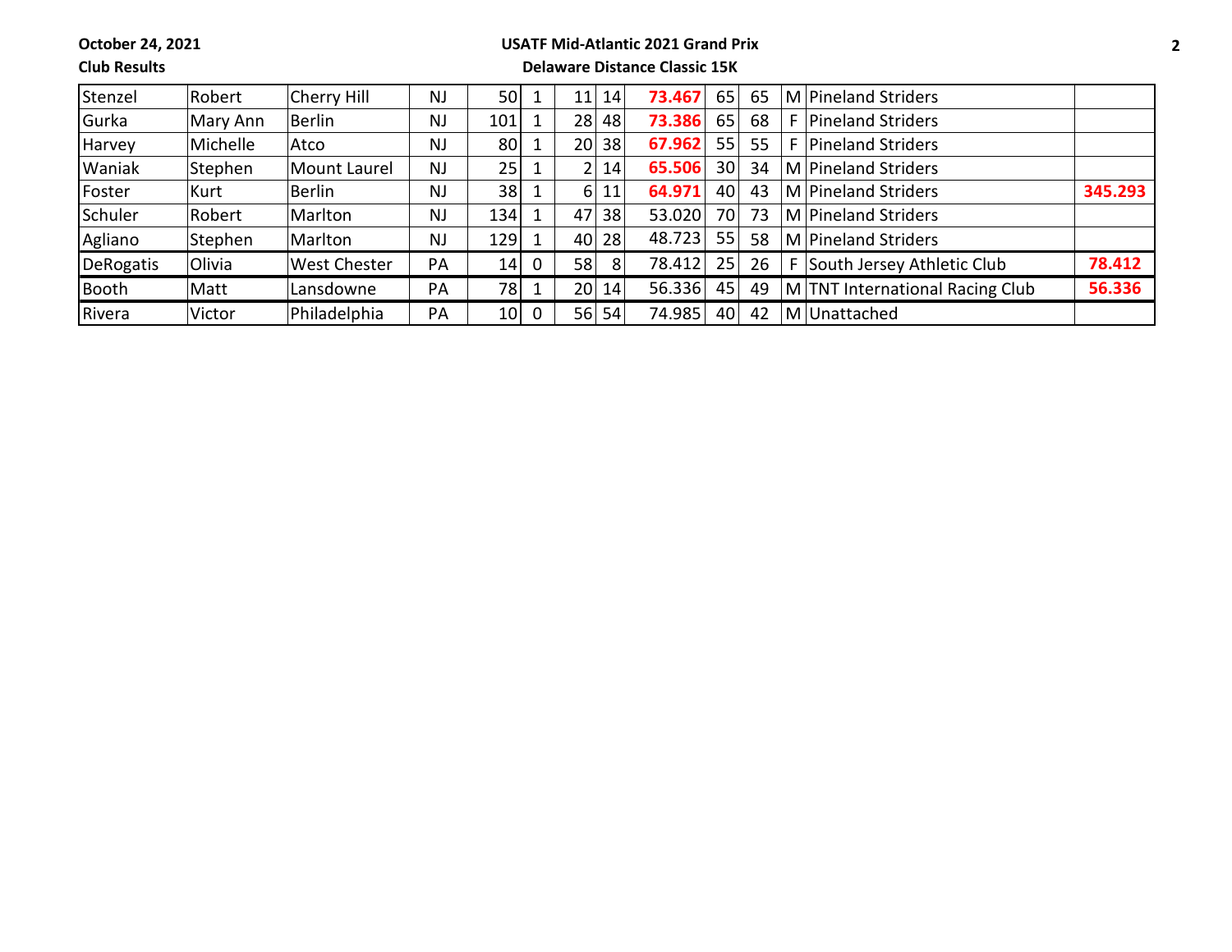October 24, 2021

**Club Results**

**USATF Mid-Atlantic 2021 Grand Prix**

**Delaware Distance Classic 15K**

| | | | | | | | | | | | | | |
|---|---|---|---|---|---|---|---|---|---|---|---|---|---|
| Stenzel | Robert | Cherry Hill | NJ | 50 | 1 | 11 | 14 | **73.467** | 65 | 65 | M | Pineland Striders | |
| Gurka | Mary Ann | Berlin | NJ | 101 | 1 | 28 | 48 | **73.386** | 65 | 68 | F | Pineland Striders | |
| Harvey | Michelle | Atco | NJ | 80 | 1 | 20 | 38 | **67.962** | 55 | 55 | F | Pineland Striders | |
| Waniak | Stephen | Mount Laurel | NJ | 25 | 1 | 2 | 14 | **65.506** | 30 | 34 | M | Pineland Striders | |
| Foster | Kurt | Berlin | NJ | 38 | 1 | 6 | 11 | **64.971** | 40 | 43 | M | Pineland Striders | **345.293** |
| Schuler | Robert | Marlton | NJ | 134 | 1 | 47 | 38 | 53.020 | 70 | 73 | M | Pineland Striders | |
| Agliano | Stephen | Marlton | NJ | 129 | 1 | 40 | 28 | 48.723 | 55 | 58 | M | Pineland Striders | |
| DeRogatis | Olivia | West Chester | PA | 14 | 0 | 58 | 8 | 78.412 | 25 | 26 | F | South Jersey Athletic Club | **78.412** |
| Booth | Matt | Lansdowne | PA | 78 | 1 | 20 | 14 | 56.336 | 45 | 49 | M | TNT International Racing Club | **56.336** |
| Rivera | Victor | Philadelphia | PA | 10 | 0 | 56 | 54 | 74.985 | 40 | 42 | M | Unattached | |